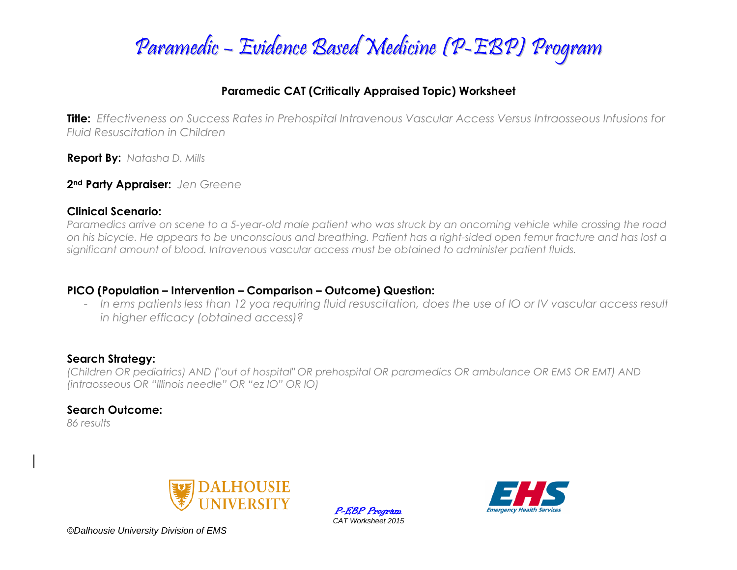# Paramedic – Evidence Based Medicine (P-EBP) Program

## Paramedic CAT (Critically Appraised Topic) Worksheet

**Title:** *Effectiveness on Success Rates in Prehospital Intravenous Vascular Access Versus Intraosseous Infusions for Fluid Resuscitation in Children*

**Report By:** *Natasha D. Mills*

**2nd Party Appraiser:** *Jen Greene*

### Clinical Scenario:

*Paramedics arrive on scene to a 5-year-old male patient who was struck by an oncoming vehicle while crossing the road on his bicycle. He appears to be unconscious and breathing. Patient has a right-sided open femur fracture and has lost a significant amount of blood. Intravenous vascular access must be obtained to administer patient fluids.*

### PICO (Population – Intervention – Comparison – Outcome) Question:

- *In ems patients less than 12 yoa requiring fluid resuscitation, does the use of IO or IV vascular access result in higher efficacy (obtained access)?*

### Search Strategy:

*(Children OR pediatrics) AND ("out of hospital" OR prehospital OR paramedics OR ambulance OR EMS OR EMT) AND (intraosseous OR "Illinois needle" OR "ez IO" OR IO)*

### Search Outcome:

*86 results*

©Dalhousie University Division of EMS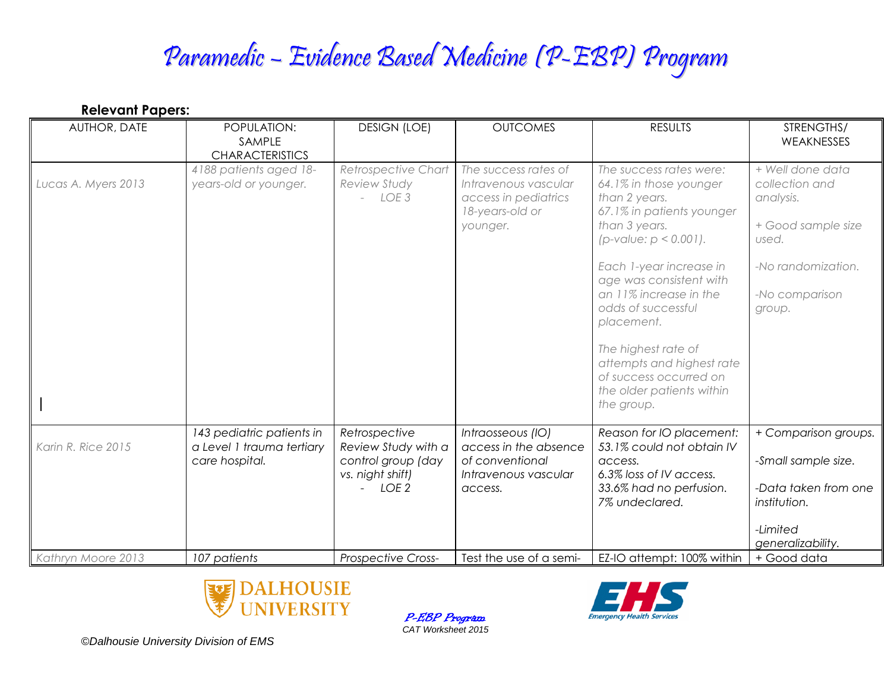# Paramedic – Evidence Based Medicine (P-EBP) Program

**Relevant Papers:**

| AUTHOR, DATE | POPULATION: SAMPLE CHARACTERISTICS | DESIGN (LOE) | OUTCOMES | RESULTS | STRENGTHS/ WEAKNESSES |
|---|---|---|---|---|---|
| *Lucas A. Myers 2013* | *4188 patients aged 18-years-old or younger.* | *Retrospective Chart Review Study*<br>- *LOE 3* | *The success rates of Intravenous vascular access in pediatrics 18-years-old or younger.* | *The success rates were: 64.1% in those younger than 2 years. 67.1% in patients younger than 3 years. (p-value: $p < 0.001$).*<br><br>*Each 1-year increase in age was consistent with an 11% increase in the odds of successful placement.*<br><br>*The highest rate of attempts and highest rate of success occurred on the older patients within the group.* | *+ Well done data collection and analysis.*<br><br>*+ Good sample size used.*<br><br>*-No randomization.*<br><br>*-No comparison group.* |
| *Karin R. Rice 2015* | *143 pediatric patients in a Level 1 trauma tertiary care hospital.* | *Retrospective Review Study with a control group (day vs. night shift)*<br>- *LOE 2* | *Intraosseous (IO) access in the absence of conventional Intravenous vascular access.* | *Reason for IO placement: 53.1% could not obtain IV access. 6.3% loss of IV access. 33.6% had no perfusion. 7% undeclared.* | *+ Comparison groups.*<br><br>*-Small sample size.*<br><br>*-Data taken from one institution.*<br><br>*-Limited generalizability.* |
| *Kathryn Moore 2013* | *107 patients* | *Prospective Cross-* | *Test the use of a semi-* | *EZ-IO attempt: 100% within* | *+ Good data* |

©Dalhousie University Division of EMS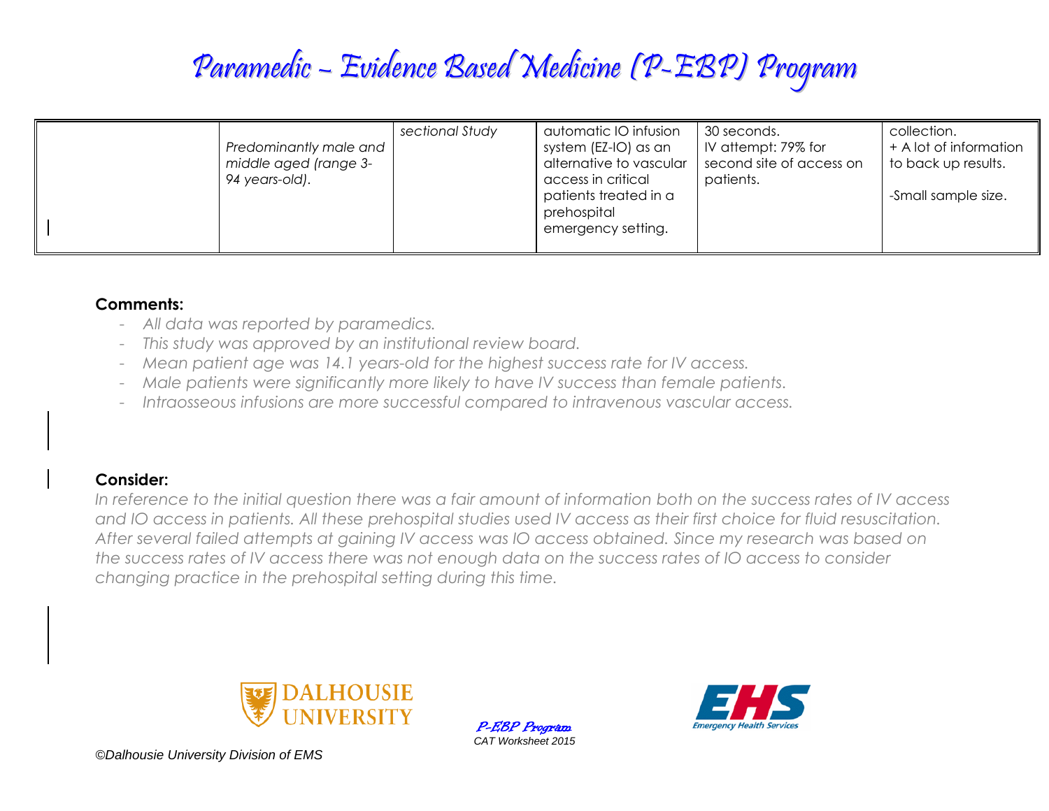| | | | | | |
|---|---|---|---|---|---|
| | *Predominantly male and middle aged (range 3-94 years-old).* | *sectional Study* | automatic IO infusion system (EZ-IO) as an alternative to vascular access in critical patients treated in a prehospital emergency setting. | 30 seconds. IV attempt: 79% for second site of access on patients. | collection. + A lot of information to back up results. -Small sample size. |

**Comments:**

- *All data was reported by paramedics.*
- *This study was approved by an institutional review board.*
- *Mean patient age was 14.1 years-old for the highest success rate for IV access.*
- *Male patients were significantly more likely to have IV success than female patients.*
- *Intraosseous infusions are more successful compared to intravenous vascular access.*

**Consider:**

*In reference to the initial question there was a fair amount of information both on the success rates of IV access and IO access in patients. All these prehospital studies used IV access as their first choice for fluid resuscitation. After several failed attempts at gaining IV access was IO access obtained. Since my research was based on the success rates of IV access there was not enough data on the success rates of IO access to consider changing practice in the prehospital setting during this time.*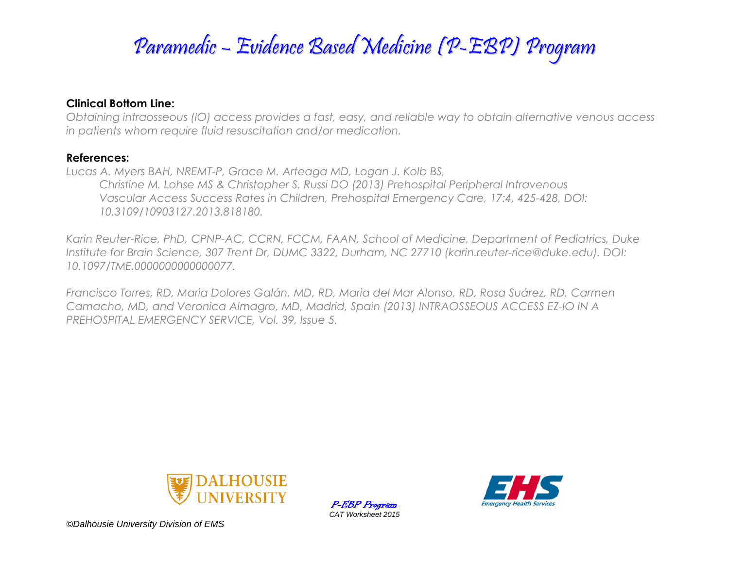**Clinical Bottom Line:**

*Obtaining intraosseous (IO) access provides a fast, easy, and reliable way to obtain alternative venous access in patients whom require fluid resuscitation and/or medication.*

**References:**

*Lucas A. Myers BAH, NREMT-P, Grace M. Arteaga MD, Logan J. Kolb BS, Christine M. Lohse MS & Christopher S. Russi DO (2013) Prehospital Peripheral Intravenous Vascular Access Success Rates in Children, Prehospital Emergency Care, 17:4, 425-428, DOI: 10.3109/10903127.2013.818180.*

*Karin Reuter-Rice, PhD, CPNP-AC, CCRN, FCCM, FAAN, School of Medicine, Department of Pediatrics, Duke Institute for Brain Science, 307 Trent Dr, DUMC 3322, Durham, NC 27710 (karin.reuter-rice@duke.edu). DOI: 10.1097/TME.0000000000000077.*

*Francisco Torres, RD, Maria Dolores Galán, MD, RD, Maria del Mar Alonso, RD, Rosa Suárez, RD, Carmen Camacho, MD, and Veronica Almagro, MD, Madrid, Spain (2013) INTRAOSSEOUS ACCESS EZ-IO IN A PREHOSPITAL EMERGENCY SERVICE, Vol. 39, Issue 5.*